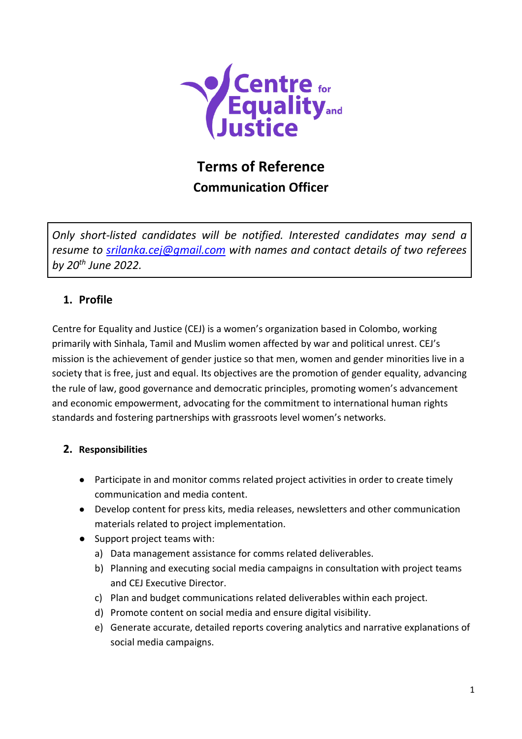# Terms of Reference

## Communication Officer

*Only short-listed candidates will be notified. Interested candidates may send a resume to [srilanka.cej@gmail.com](mailto:srilanka.cej@gmail.com) with names and contact details of two referees by 20th June 2022.*

## 1. Profile

Centre for Equality and Justice (CEJ) is a women's organization based in Colombo, working primarily with Sinhala, Tamil and Muslim women affected by war and political unrest. CEJ's mission is the achievement of gender justice so that men, women and gender minorities live in a society that is free, just and equal. Its objectives are the promotion of gender equality, advancing the rule of law, good governance and democratic principles, promoting women's advancement and economic empowerment, advocating for the commitment to international human rights standards and fostering partnerships with grassroots level women's networks.

## 2. Responsibilities

- Participate in and monitor comms related project activities in order to create timely communication and media content.
- Develop content for press kits, media releases, newsletters and other communication materials related to project implementation.
- Support project teams with:
  a) Data management assistance for comms related deliverables.
  b) Planning and executing social media campaigns in consultation with project teams and CEJ Executive Director.
  c) Plan and budget communications related deliverables within each project.
  d) Promote content on social media and ensure digital visibility.
  e) Generate accurate, detailed reports covering analytics and narrative explanations of social media campaigns.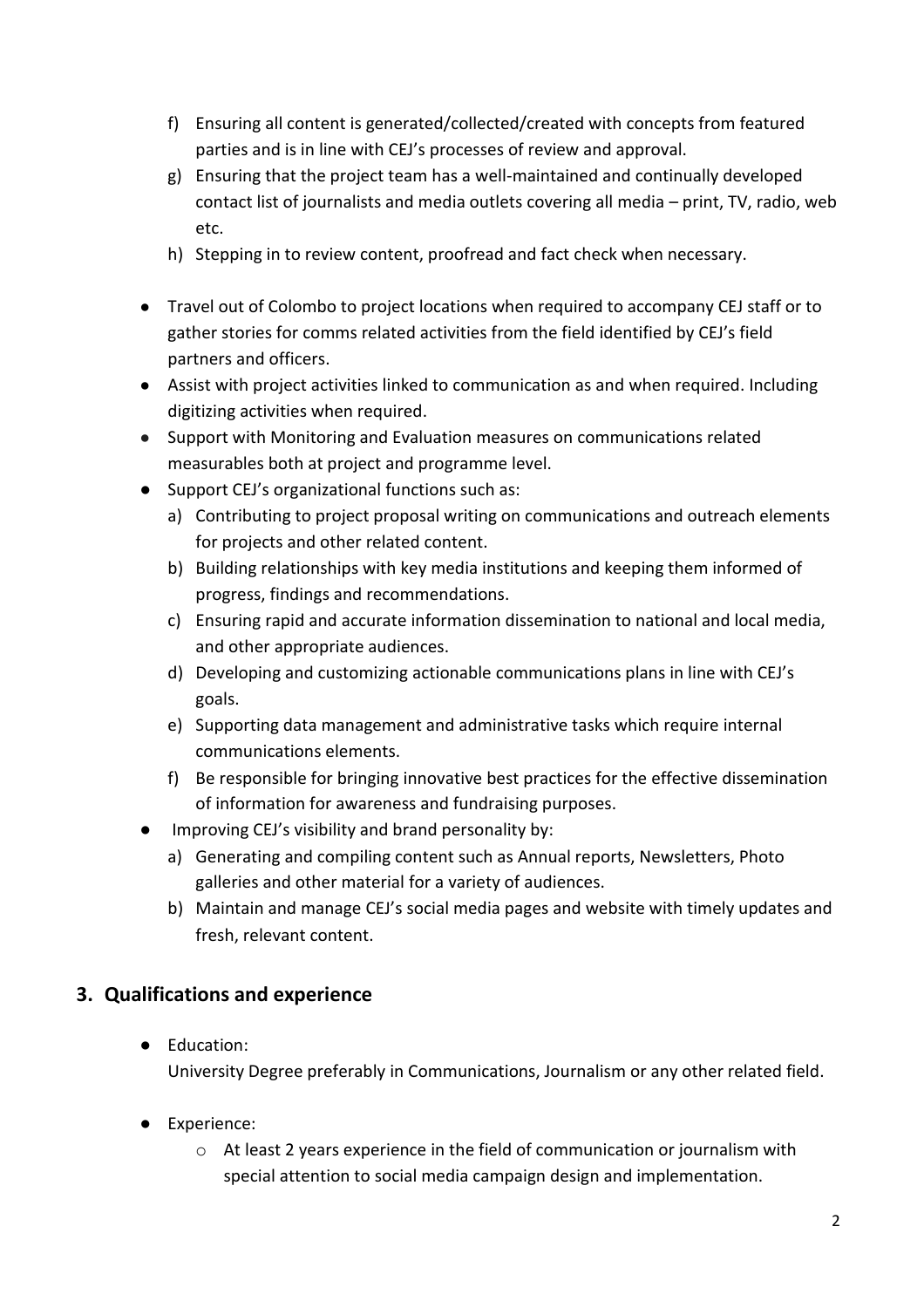f) Ensuring all content is generated/collected/created with concepts from featured parties and is in line with CEJ's processes of review and approval.
g) Ensuring that the project team has a well-maintained and continually developed contact list of journalists and media outlets covering all media – print, TV, radio, web etc.
h) Stepping in to review content, proofread and fact check when necessary.

- Travel out of Colombo to project locations when required to accompany CEJ staff or to gather stories for comms related activities from the field identified by CEJ's field partners and officers.
- Assist with project activities linked to communication as and when required. Including digitizing activities when required.
- Support with Monitoring and Evaluation measures on communications related measurables both at project and programme level.
- Support CEJ's organizational functions such as:
  a) Contributing to project proposal writing on communications and outreach elements for projects and other related content.
  b) Building relationships with key media institutions and keeping them informed of progress, findings and recommendations.
  c) Ensuring rapid and accurate information dissemination to national and local media, and other appropriate audiences.
  d) Developing and customizing actionable communications plans in line with CEJ's goals.
  e) Supporting data management and administrative tasks which require internal communications elements.
  f) Be responsible for bringing innovative best practices for the effective dissemination of information for awareness and fundraising purposes.
- Improving CEJ's visibility and brand personality by:
  a) Generating and compiling content such as Annual reports, Newsletters, Photo galleries and other material for a variety of audiences.
  b) Maintain and manage CEJ's social media pages and website with timely updates and fresh, relevant content.

## 3. Qualifications and experience

- Education:
  University Degree preferably in Communications, Journalism or any other related field.

- Experience:
  - At least 2 years experience in the field of communication or journalism with special attention to social media campaign design and implementation.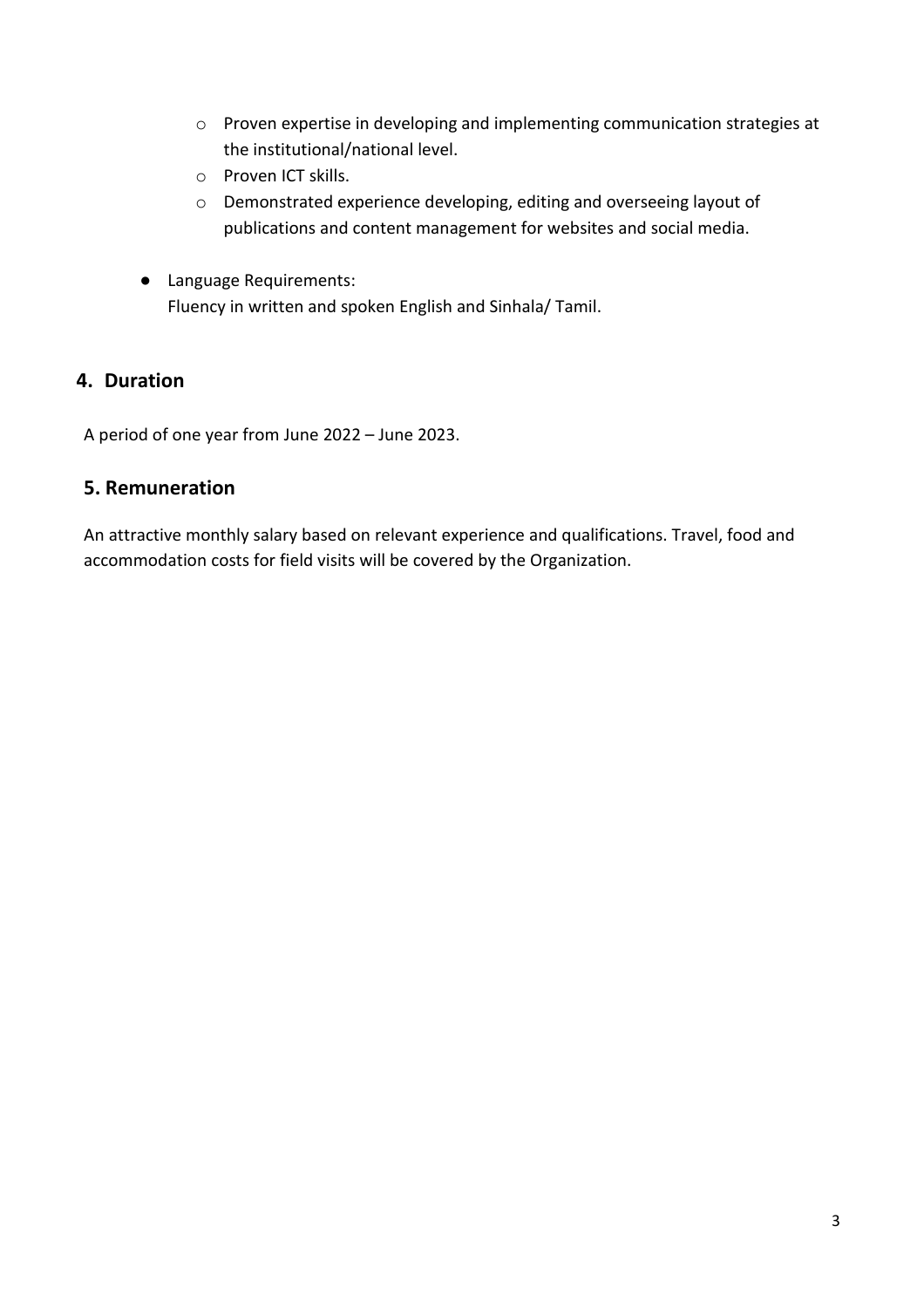- Proven expertise in developing and implementing communication strategies at the institutional/national level.
   - Proven ICT skills.
   - Demonstrated experience developing, editing and overseeing layout of publications and content management for websites and social media.

- Language Requirements:
  Fluency in written and spoken English and Sinhala/ Tamil.

## 4. Duration

A period of one year from June 2022 – June 2023.

## 5. Remuneration

An attractive monthly salary based on relevant experience and qualifications. Travel, food and accommodation costs for field visits will be covered by the Organization.